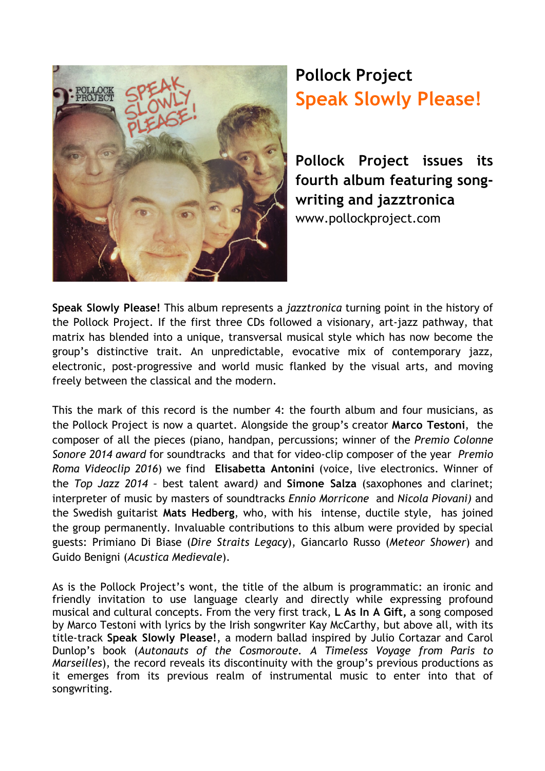# Pollock Project

## Speak Slowly Please!

**Pollock Project issues its fourth album featuring song-writing and jazztronica**

www.pollockproject.com

**Speak Slowly Please!** This album represents a *jazztronica* turning point in the history of the Pollock Project. If the first three CDs followed a visionary, art-jazz pathway, that matrix has blended into a unique, transversal musical style which has now become the group's distinctive trait. An unpredictable, evocative mix of contemporary jazz, electronic, post-progressive and world music flanked by the visual arts, and moving freely between the classical and the modern.

This the mark of this record is the number 4: the fourth album and four musicians, as the Pollock Project is now a quartet. Alongside the group's creator **Marco Testoni**, the composer of all the pieces (piano, handpan, percussions; winner of the *Premio Colonne Sonore 2014 award* for soundtracks and that for video-clip composer of the year *Premio Roma Videoclip 2016*) we find **Elisabetta Antonini** (voice, live electronics. Winner of the *Top Jazz 2014* – best talent award*)* and **Simone Salza** (saxophones and clarinet; interpreter of music by masters of soundtracks *Ennio Morricone* and *Nicola Piovani)* and the Swedish guitarist **Mats Hedberg**, who, with his intense, ductile style, has joined the group permanently. Invaluable contributions to this album were provided by special guests: Primiano Di Biase (*Dire Straits Legacy*), Giancarlo Russo (*Meteor Shower*) and Guido Benigni (*Acustica Medievale*).

As is the Pollock Project's wont, the title of the album is programmatic: an ironic and friendly invitation to use language clearly and directly while expressing profound musical and cultural concepts. From the very first track, **L As In A Gift,** a song composed by Marco Testoni with lyrics by the Irish songwriter Kay McCarthy, but above all, with its title-track **Speak Slowly Please!**, a modern ballad inspired by Julio Cortazar and Carol Dunlop's book (*Autonauts of the Cosmoroute. A Timeless Voyage from Paris to Marseilles*), the record reveals its discontinuity with the group's previous productions as it emerges from its previous realm of instrumental music to enter into that of songwriting.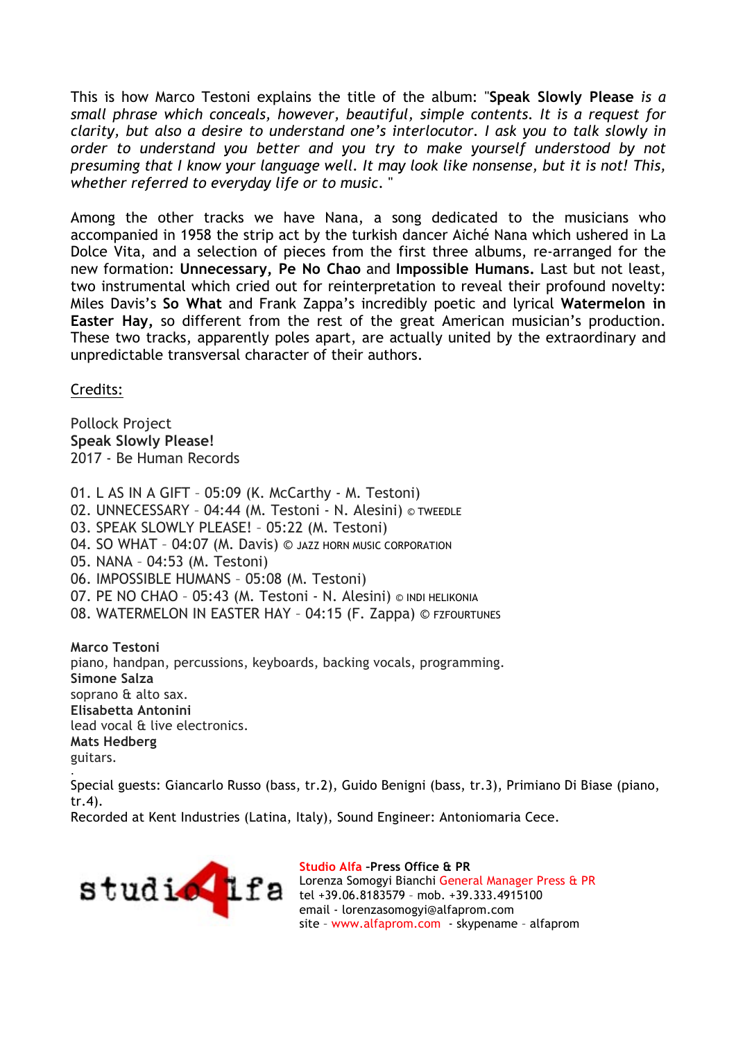This is how Marco Testoni explains the title of the album: "**Speak Slowly Please** *is a small phrase which conceals, however, beautiful, simple contents. It is a request for clarity, but also a desire to understand one's interlocutor. I ask you to talk slowly in order to understand you better and you try to make yourself understood by not presuming that I know your language well. It may look like nonsense, but it is not! This, whether referred to everyday life or to music.* "

Among the other tracks we have Nana, a song dedicated to the musicians who accompanied in 1958 the strip act by the turkish dancer Aiché Nana which ushered in La Dolce Vita, and a selection of pieces from the first three albums, re-arranged for the new formation: **Unnecessary, Pe No Chao** and **Impossible Humans.** Last but not least, two instrumental which cried out for reinterpretation to reveal their profound novelty: Miles Davis's **So What** and Frank Zappa's incredibly poetic and lyrical **Watermelon in Easter Hay,** so different from the rest of the great American musician's production. These two tracks, apparently poles apart, are actually united by the extraordinary and unpredictable transversal character of their authors.

Credits:

Pollock Project
**Speak Slowly Please!**
2017 - Be Human Records

01. L AS IN A GIFT – 05:09 (K. McCarthy - M. Testoni)
02. UNNECESSARY – 04:44 (M. Testoni - N. Alesini) © TWEEDLE
03. SPEAK SLOWLY PLEASE! – 05:22 (M. Testoni)
04. SO WHAT – 04:07 (M. Davis) © JAZZ HORN MUSIC CORPORATION
05. NANA – 04:53 (M. Testoni)
06. IMPOSSIBLE HUMANS – 05:08 (M. Testoni)
07. PE NO CHAO – 05:43 (M. Testoni - N. Alesini) © INDI HELIKONIA
08. WATERMELON IN EASTER HAY – 04:15 (F. Zappa) © FZFOURTUNES

**Marco Testoni**
piano, handpan, percussions, keyboards, backing vocals, programming.
**Simone Salza**
soprano & alto sax.
**Elisabetta Antonini**
lead vocal & live electronics.
**Mats Hedberg**
guitars.

Special guests: Giancarlo Russo (bass, tr.2), Guido Benigni (bass, tr.3), Primiano Di Biase (piano, tr.4).
Recorded at Kent Industries (Latina, Italy), Sound Engineer: Antoniomaria Cece.

studio4lfa

**Studio Alfa -Press Office & PR**
Lorenza Somogyi Bianchi General Manager Press & PR
tel +39.06.8183579 – mob. +39.333.4915100
email - lorenzasomogyi@alfaprom.com
site - www.alfaprom.com - skypename - alfaprom